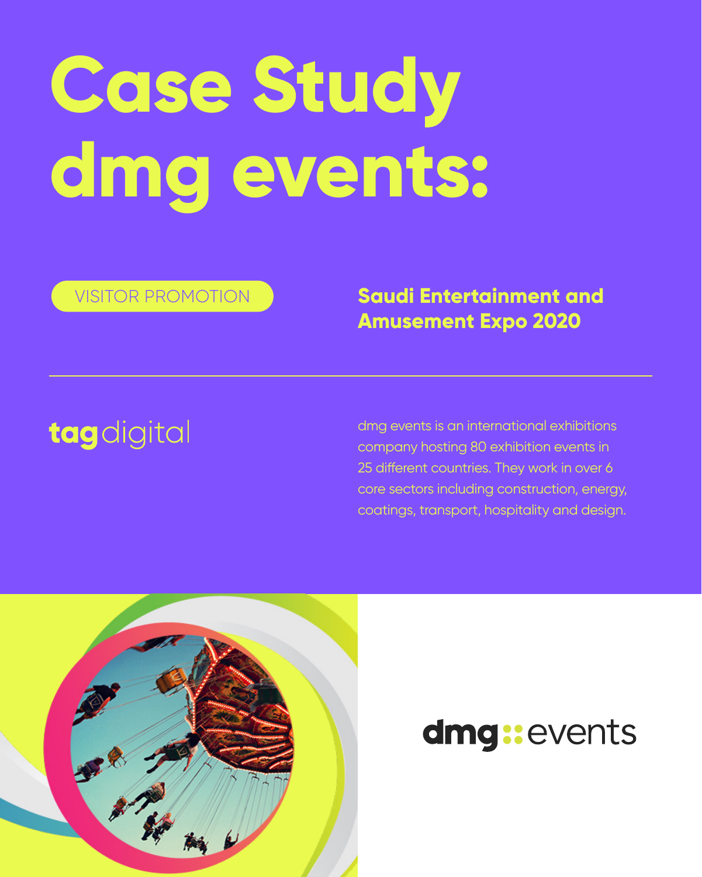# Case Study dmg events:

VISITOR PROMOTION

**Saudi Entertainment and Amusement Expo 2020**

---

tag digital

dmg events is an international exhibitions company hosting 80 exhibition events in 25 different countries. They work in over 6 core sectors including construction, energy, coatings, transport, hospitality and design.

dmg :: events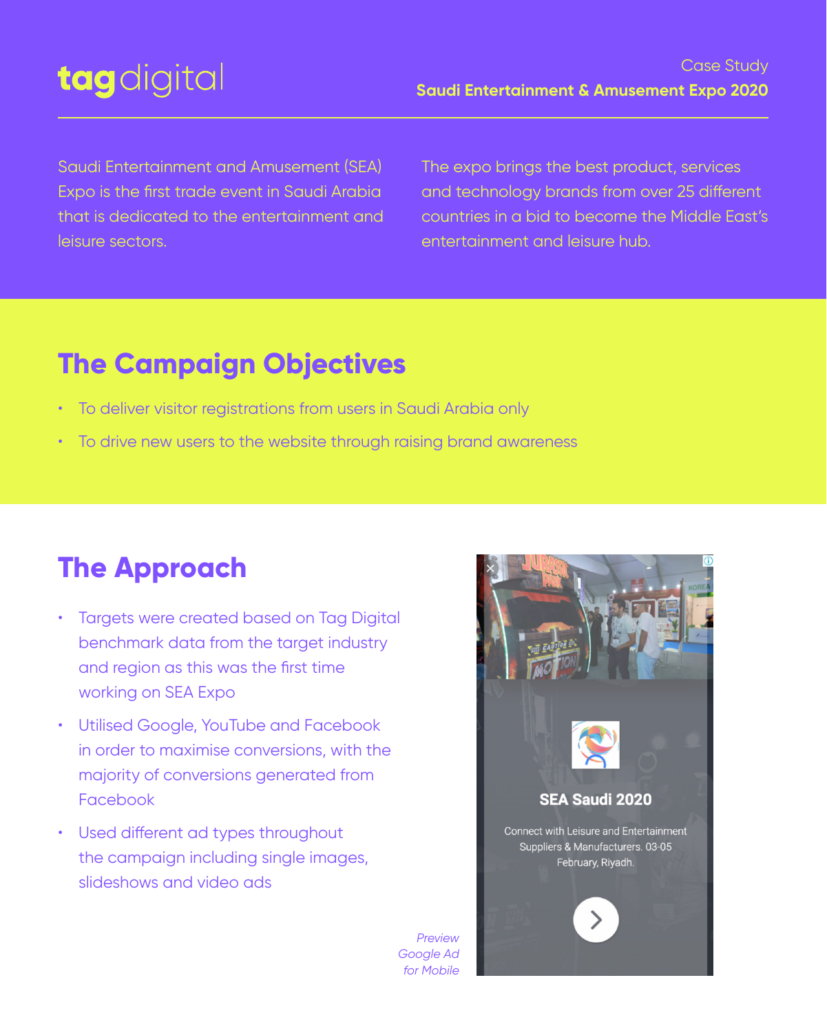tagdigital

Case Study
**Saudi Entertainment & Amusement Expo 2020**

Saudi Entertainment and Amusement (SEA) Expo is the first trade event in Saudi Arabia that is dedicated to the entertainment and leisure sectors.

The expo brings the best product, services and technology brands from over 25 different countries in a bid to become the Middle East's entertainment and leisure hub.

## The Campaign Objectives

- To deliver visitor registrations from users in Saudi Arabia only
- To drive new users to the website through raising brand awareness

## The Approach

- Targets were created based on Tag Digital benchmark data from the target industry and region as this was the first time working on SEA Expo
- Utilised Google, YouTube and Facebook in order to maximise conversions, with the majority of conversions generated from Facebook
- Used different ad types throughout the campaign including single images, slideshows and video ads

**SEA Saudi 2020**

Connect with Leisure and Entertainment Suppliers & Manufacturers. 03-05 February, Riyadh.

*Preview Google Ad for Mobile*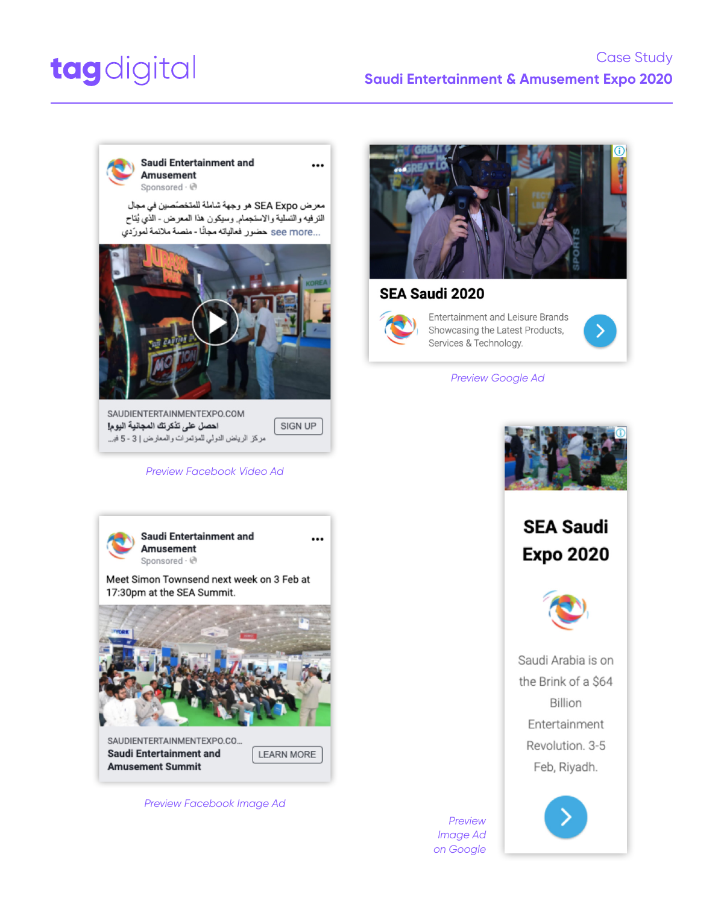# tagdigital

Case Study

**Saudi Entertainment & Amusement Expo 2020**

---

**Saudi Entertainment and Amusement**
Sponsored

معرض SEA Expo هو وجهة شاملة للمتخصصين في مجال الترفيه والتسلية والاستجمام. وسيكون هذا المعرض - الذي يُتاح حضور فعالياته مجانًا - منصة ملائمة لمورّدي see more...

SAUDIENTERTAINMENTEXPO.COM
احصل على تذكرتك المجانية اليوم!
مركز الرياض الدولي للمؤتمرات والمعارض | 3 - 5 فبـ...
SIGN UP

*Preview Facebook Video Ad*

**SEA Saudi 2020**

Entertainment and Leisure Brands Showcasing the Latest Products, Services & Technology.

*Preview Google Ad*

**Saudi Entertainment and Amusement**
Sponsored

Meet Simon Townsend next week on 3 Feb at 17:30pm at the SEA Summit.

SAUDIENTERTAINMENTEXPO.CO...
**Saudi Entertainment and Amusement Summit**
LEARN MORE

*Preview Facebook Image Ad*

**SEA Saudi Expo 2020**

Saudi Arabia is on the Brink of a $64 Billion Entertainment Revolution. 3-5 Feb, Riyadh.

*Preview Image Ad on Google*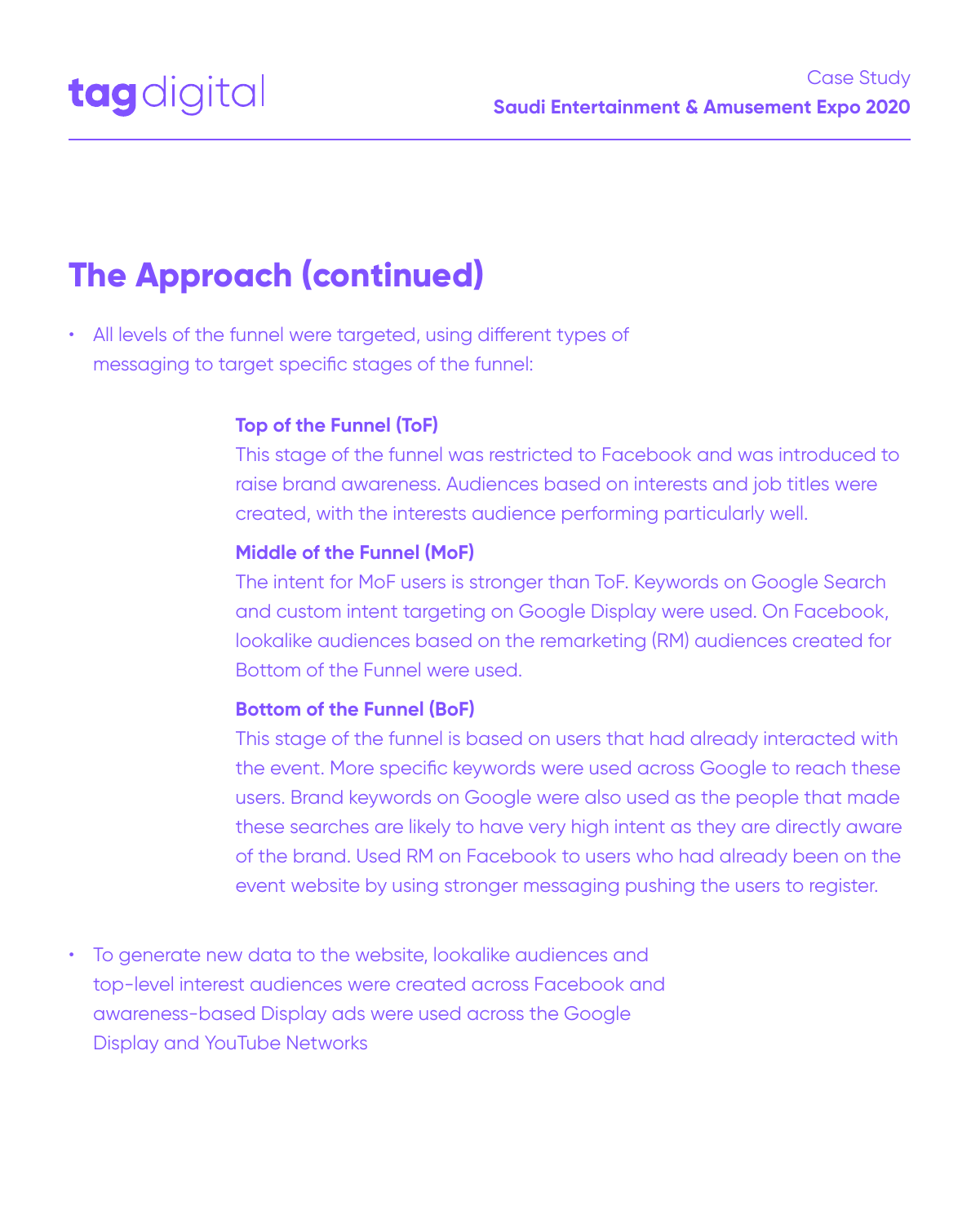## The Approach (continued)

- All levels of the funnel were targeted, using different types of messaging to target specific stages of the funnel:

  **Top of the Funnel (ToF)**
  This stage of the funnel was restricted to Facebook and was introduced to raise brand awareness. Audiences based on interests and job titles were created, with the interests audience performing particularly well.

  **Middle of the Funnel (MoF)**
  The intent for MoF users is stronger than ToF. Keywords on Google Search and custom intent targeting on Google Display were used. On Facebook, lookalike audiences based on the remarketing (RM) audiences created for Bottom of the Funnel were used.

  **Bottom of the Funnel (BoF)**
  This stage of the funnel is based on users that had already interacted with the event. More specific keywords were used across Google to reach these users. Brand keywords on Google were also used as the people that made these searches are likely to have very high intent as they are directly aware of the brand. Used RM on Facebook to users who had already been on the event website by using stronger messaging pushing the users to register.

- To generate new data to the website, lookalike audiences and top-level interest audiences were created across Facebook and awareness-based Display ads were used across the Google Display and YouTube Networks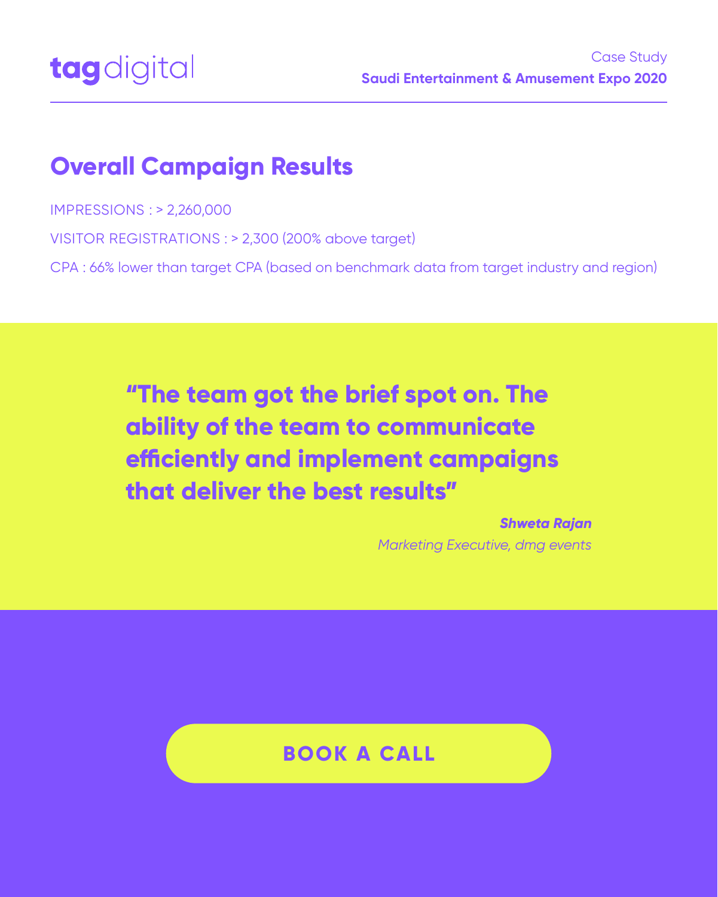## Overall Campaign Results

IMPRESSIONS : > 2,260,000

VISITOR REGISTRATIONS : > 2,300 (200% above target)

CPA : 66% lower than target CPA (based on benchmark data from target industry and region)

> **“The team got the brief spot on. The ability of the team to communicate efficiently and implement campaigns that deliver the best results”**
>
> ***Shweta Rajan***
>
> *Marketing Executive, dmg events*

BOOK A CALL